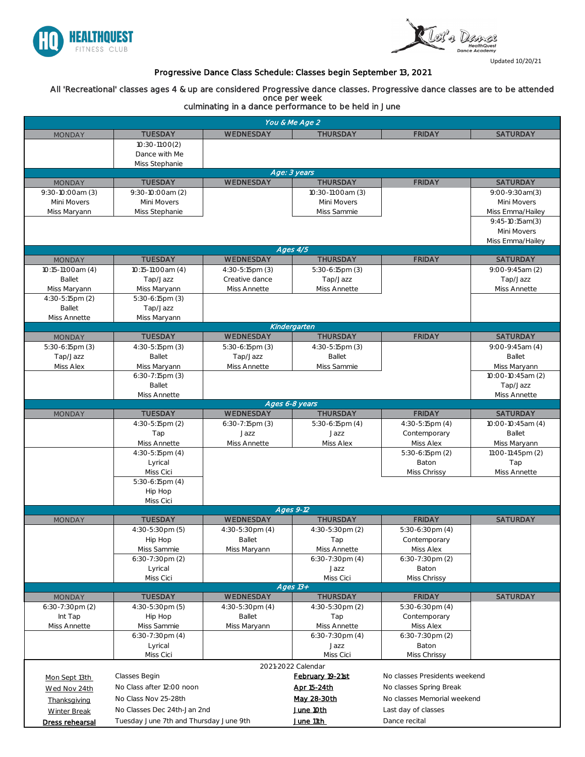HEALTHQUEST FITNESS CLUB

Let's Dance HealthQuest Dance Academy

Updated 10/20/21

# Progressive Dance Class Schedule: Classes begin September 13, 2021

All 'Recreational' classes ages 4 & up are considered Progressive dance classes. Progressive dance classes are to be attended once per week culminating in a dance performance to be held in June

| MONDAY | TUESDAY | WEDNESDAY | THURSDAY | FRIDAY | SATURDAY |
|---|---|---|---|---|---|
| ***You & Me Age 2*** | | | | | |
| | 10:30-11:00 (2) Dance with Me Miss Stephanie | | | | |
| ***Age: 3 years*** | | | | | |
| 9:30-10:00am (3) Mini Movers Miss Maryann | 9:30-10:00am (2) Mini Movers Miss Stephanie | | 10:30-11:00am (3) Mini Movers Miss Sammie | | 9:00-9:30am(3) Mini Movers Miss Emma/Hailey |
| | | | | | 9:45-10:15am(3) Mini Movers Miss Emma/Hailey |
| ***Ages 4/5*** | | | | | |
| 10:15-11:00am (4) Ballet Miss Maryann | 10:15-11:00am (4) Tap/Jazz Miss Maryann | 4:30-5:15pm (3) Creative dance Miss Annette | 5:30-6:15pm (3) Tap/Jazz Miss Annette | | 9:00-9:45am (2) Tap/Jazz Miss Annette |
| 4:30-5:15pm (2) Ballet Miss Annette | 5:30-6:15pm (3) Tap/Jazz Miss Maryann | | | | |
| ***Kindergarten*** | | | | | |
| 5:30-6:15pm (3) Tap/Jazz Miss Alex | 4:30-5:15pm (3) Ballet Miss Maryann | 5:30-6:15pm (3) Tap/Jazz Miss Annette | 4:30-5:15pm (3) Ballet Miss Sammie | | 9:00-9:45am (4) Ballet Miss Maryann |
| | 6:30-7:15pm (3) Ballet Miss Annette | | | | 10:00-10:45am (2) Tap/Jazz Miss Annette |
| ***Ages 6-8 years*** | | | | | |
| | 4:30-5:15pm (2) Tap Miss Annette | 6:30-7:15pm (3) Jazz Miss Annette | 5:30-6:15pm (4) Jazz Miss Alex | 4:30-5:15pm (4) Contemporary Miss Alex | 10:00-10:45am (4) Ballet Miss Maryann |
| | 4:30-5:15pm (4) Lyrical Miss Cici | | | 5:30-6:15pm (2) Baton Miss Chrissy | 11:00-11:45pm (2) Tap Miss Annette |
| | 5:30-6:15pm (4) Hip Hop Miss Cici | | | | |
| ***Ages 9-12*** | | | | | |
| | 4:30-5:30pm (5) Hip Hop Miss Sammie | 4:30-5:30pm (4) Ballet Miss Maryann | 4:30-5:30pm (2) Tap Miss Annette | 5:30-6:30pm (4) Contemporary Miss Alex | |
| | 6:30-7:30pm (2) Lyrical Miss Cici | | 6:30-7:30pm (4) Jazz Miss Cici | 6:30-7:30pm (2) Baton Miss Chrissy | |
| ***Ages 13+*** | | | | | |
| 6:30-7:30pm (2) Int Tap Miss Annette | 4:30-5:30pm (5) Hip Hop Miss Sammie | 4:30-5:30pm (4) Ballet Miss Maryann | 4:30-5:30pm (2) Tap Miss Annette | 5:30-6:30pm (4) Contemporary Miss Alex | |
| | 6:30-7:30pm (4) Lyrical Miss Cici | | 6:30-7:30pm (4) Jazz Miss Cici | 6:30-7:30pm (2) Baton Miss Chrissy | |

## 2021-2022 Calendar

| | | | |
|---|---|---|---|
| Mon Sept 13th | Classes Begin | February 19-21st | No classes Presidents weekend |
| Wed Nov 24th | No Class after 12:00 noon | Apr 15-24th | No classes Spring Break |
| Thanksgiving | No Class Nov 25-28th | May 28-30th | No classes Memorial weekend |
| Winter Break | No Classes Dec 24th-Jan 2nd | June 10th | Last day of classes |
| **Dress rehearsal** | Tuesday June 7th and Thursday June 9th | June 11th | Dance recital |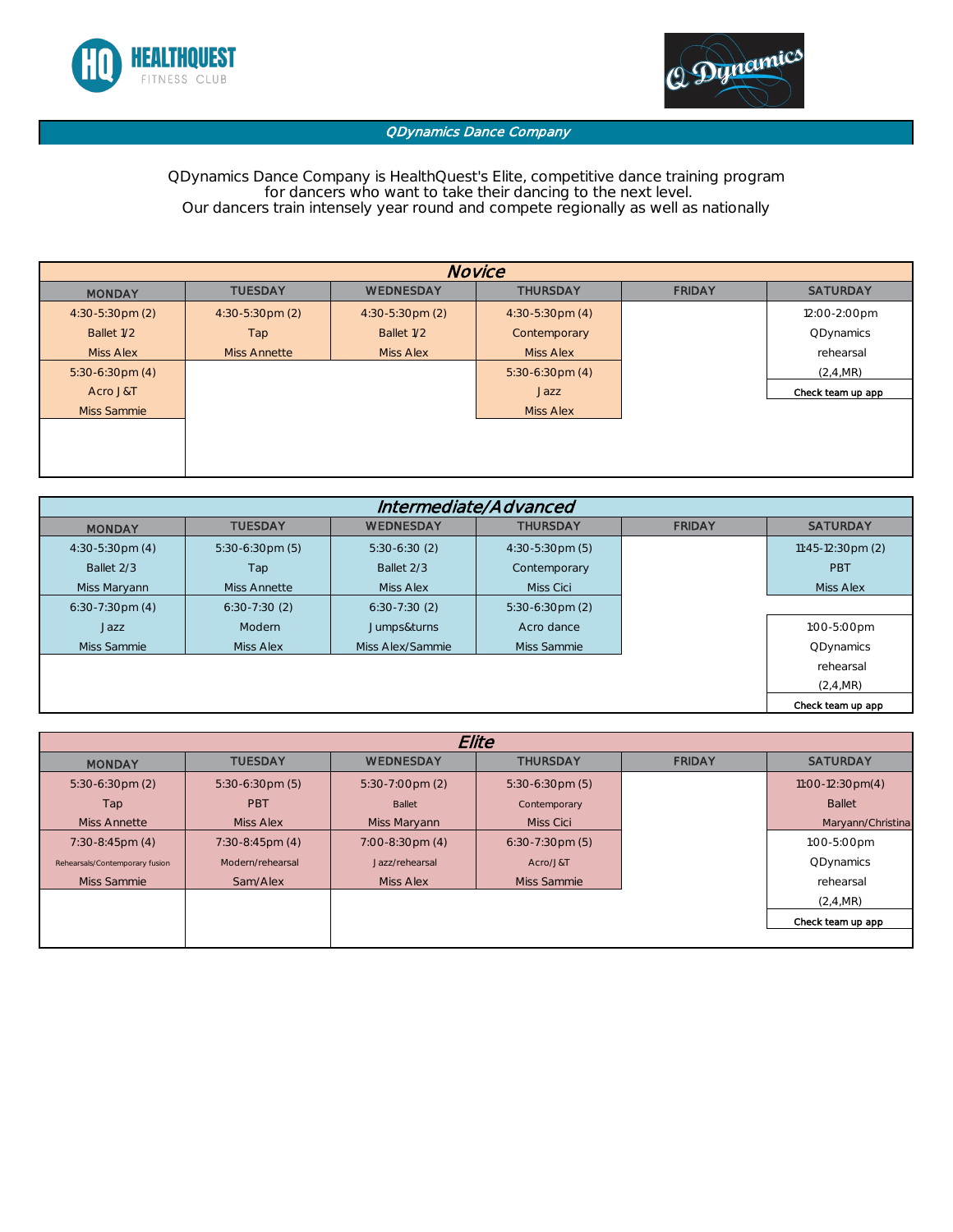## QDynamics Dance Company

QDynamics Dance Company is HealthQuest's Elite, competitive dance training program for dancers who want to take their dancing to the next level.
Our dancers train intensely year round and compete regionally as well as nationally

### Novice

| MONDAY | TUESDAY | WEDNESDAY | THURSDAY | FRIDAY | SATURDAY |
|---|---|---|---|---|---|
| 4:30-5:30pm (2) Ballet 1/2 Miss Alex | 4:30-5:30pm (2) Tap Miss Annette | 4:30-5:30pm (2) Ballet 1/2 Miss Alex | 4:30-5:30pm (4) Contemporary Miss Alex | | 12:00-2:00pm QDynamics rehearsal (2,4,MR) Check team up app |
| 5:30-6:30pm (4) Acro J&T Miss Sammie | | | 5:30-6:30pm (4) Jazz Miss Alex | | |

### Intermediate/Advanced

| MONDAY | TUESDAY | WEDNESDAY | THURSDAY | FRIDAY | SATURDAY |
|---|---|---|---|---|---|
| 4:30-5:30pm (4) Ballet 2/3 Miss Maryann | 5:30-6:30pm (5) Tap Miss Annette | 5:30-6:30 (2) Ballet 2/3 Miss Alex | 4:30-5:30pm (5) Contemporary Miss Cici | | 11:45-12:30pm (2) PBT Miss Alex |
| 6:30-7:30pm (4) Jazz Miss Sammie | 6:30-7:30 (2) Modern Miss Alex | 6:30-7:30 (2) Jumps&turns Miss Alex/Sammie | 5:30-6:30pm (2) Acro dance Miss Sammie | | 1:00-5:00pm QDynamics rehearsal (2,4,MR) Check team up app |

### Elite

| MONDAY | TUESDAY | WEDNESDAY | THURSDAY | FRIDAY | SATURDAY |
|---|---|---|---|---|---|
| 5:30-6:30pm (2) Tap Miss Annette | 5:30-6:30pm (5) PBT Miss Alex | 5:30-7:00pm (2) Ballet Miss Maryann | 5:30-6:30pm (5) Contemporary Miss Cici | | 11:00-12:30pm(4) Ballet Maryann/Christina |
| 7:30-8:45pm (4) Rehearsals/Contemporary fusion Miss Sammie | 7:30-8:45pm (4) Modern/rehearsal Sam/Alex | 7:00-8:30pm (4) Jazz/rehearsal Miss Alex | 6:30-7:30pm (5) Acro/J&T Miss Sammie | | 1:00-5:00pm QDynamics rehearsal (2,4,MR) Check team up app |